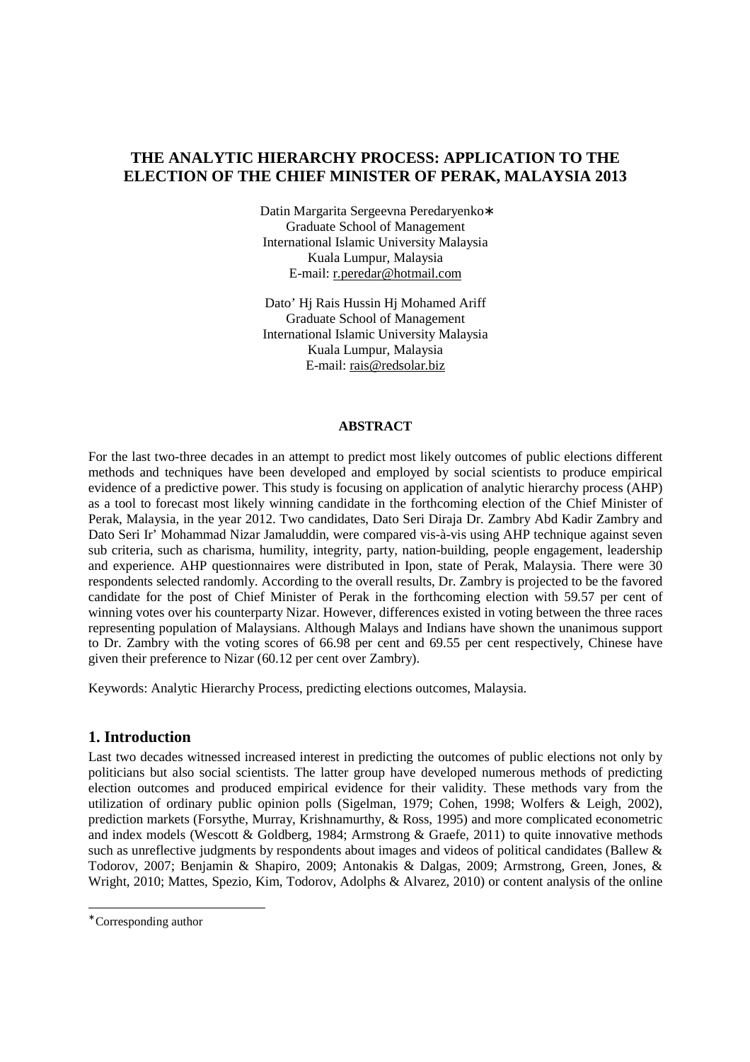# THE ANALYTIC HIERARCHY PROCESS: APPLICATION TO THE ELECTION OF THE CHIEF MINISTER OF PERAK, MALAYSIA 2013

Datin Margarita Sergeevna Peredaryenko∗
Graduate School of Management
International Islamic University Malaysia
Kuala Lumpur, Malaysia
E-mail: r.peredar@hotmail.com

Dato' Hj Rais Hussin Hj Mohamed Ariff
Graduate School of Management
International Islamic University Malaysia
Kuala Lumpur, Malaysia
E-mail: rais@redsolar.biz

### ABSTRACT

For the last two-three decades in an attempt to predict most likely outcomes of public elections different methods and techniques have been developed and employed by social scientists to produce empirical evidence of a predictive power. This study is focusing on application of analytic hierarchy process (AHP) as a tool to forecast most likely winning candidate in the forthcoming election of the Chief Minister of Perak, Malaysia, in the year 2012. Two candidates, Dato Seri Diraja Dr. Zambry Abd Kadir Zambry and Dato Seri Ir' Mohammad Nizar Jamaluddin, were compared vis-à-vis using AHP technique against seven sub criteria, such as charisma, humility, integrity, party, nation-building, people engagement, leadership and experience. AHP questionnaires were distributed in Ipon, state of Perak, Malaysia. There were 30 respondents selected randomly. According to the overall results, Dr. Zambry is projected to be the favored candidate for the post of Chief Minister of Perak in the forthcoming election with 59.57 per cent of winning votes over his counterparty Nizar. However, differences existed in voting between the three races representing population of Malaysians. Although Malays and Indians have shown the unanimous support to Dr. Zambry with the voting scores of 66.98 per cent and 69.55 per cent respectively, Chinese have given their preference to Nizar (60.12 per cent over Zambry).

Keywords: Analytic Hierarchy Process, predicting elections outcomes, Malaysia.

## 1. Introduction

Last two decades witnessed increased interest in predicting the outcomes of public elections not only by politicians but also social scientists. The latter group have developed numerous methods of predicting election outcomes and produced empirical evidence for their validity. These methods vary from the utilization of ordinary public opinion polls (Sigelman, 1979; Cohen, 1998; Wolfers & Leigh, 2002), prediction markets (Forsythe, Murray, Krishnamurthy, & Ross, 1995) and more complicated econometric and index models (Wescott & Goldberg, 1984; Armstrong & Graefe, 2011) to quite innovative methods such as unreflective judgments by respondents about images and videos of political candidates (Ballew & Todorov, 2007; Benjamin & Shapiro, 2009; Antonakis & Dalgas, 2009; Armstrong, Green, Jones, & Wright, 2010; Mattes, Spezio, Kim, Todorov, Adolphs & Alvarez, 2010) or content analysis of the online

---

∗Corresponding author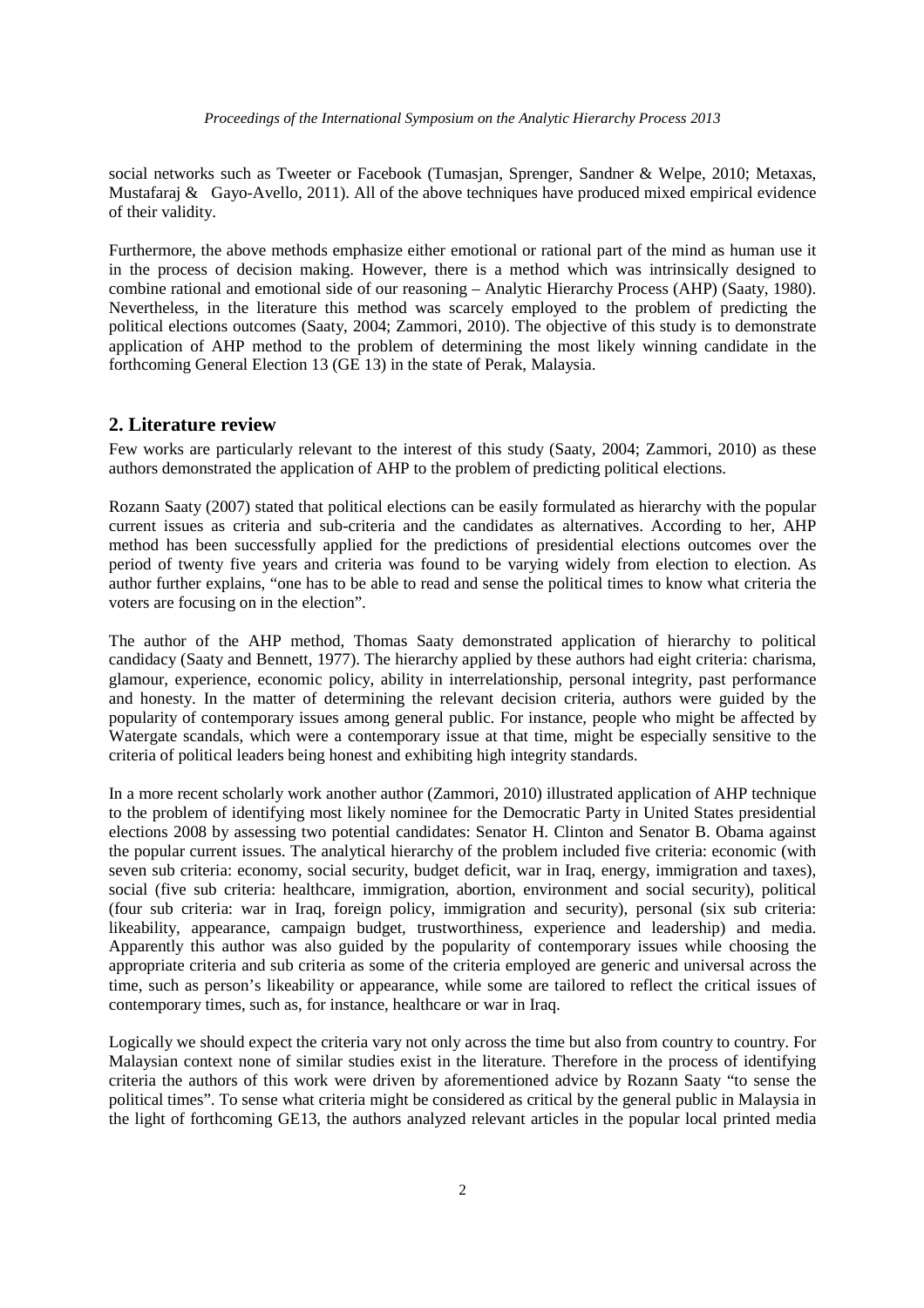social networks such as Tweeter or Facebook (Tumasjan, Sprenger, Sandner & Welpe, 2010; Metaxas, Mustafaraj & Gayo-Avello, 2011). All of the above techniques have produced mixed empirical evidence of their validity.

Furthermore, the above methods emphasize either emotional or rational part of the mind as human use it in the process of decision making. However, there is a method which was intrinsically designed to combine rational and emotional side of our reasoning – Analytic Hierarchy Process (AHP) (Saaty, 1980). Nevertheless, in the literature this method was scarcely employed to the problem of predicting the political elections outcomes (Saaty, 2004; Zammori, 2010). The objective of this study is to demonstrate application of AHP method to the problem of determining the most likely winning candidate in the forthcoming General Election 13 (GE 13) in the state of Perak, Malaysia.

## 2. Literature review

Few works are particularly relevant to the interest of this study (Saaty, 2004; Zammori, 2010) as these authors demonstrated the application of AHP to the problem of predicting political elections.

Rozann Saaty (2007) stated that political elections can be easily formulated as hierarchy with the popular current issues as criteria and sub-criteria and the candidates as alternatives. According to her, AHP method has been successfully applied for the predictions of presidential elections outcomes over the period of twenty five years and criteria was found to be varying widely from election to election. As author further explains, "one has to be able to read and sense the political times to know what criteria the voters are focusing on in the election".

The author of the AHP method, Thomas Saaty demonstrated application of hierarchy to political candidacy (Saaty and Bennett, 1977). The hierarchy applied by these authors had eight criteria: charisma, glamour, experience, economic policy, ability in interrelationship, personal integrity, past performance and honesty. In the matter of determining the relevant decision criteria, authors were guided by the popularity of contemporary issues among general public. For instance, people who might be affected by Watergate scandals, which were a contemporary issue at that time, might be especially sensitive to the criteria of political leaders being honest and exhibiting high integrity standards.

In a more recent scholarly work another author (Zammori, 2010) illustrated application of AHP technique to the problem of identifying most likely nominee for the Democratic Party in United States presidential elections 2008 by assessing two potential candidates: Senator H. Clinton and Senator B. Obama against the popular current issues. The analytical hierarchy of the problem included five criteria: economic (with seven sub criteria: economy, social security, budget deficit, war in Iraq, energy, immigration and taxes), social (five sub criteria: healthcare, immigration, abortion, environment and social security), political (four sub criteria: war in Iraq, foreign policy, immigration and security), personal (six sub criteria: likeability, appearance, campaign budget, trustworthiness, experience and leadership) and media. Apparently this author was also guided by the popularity of contemporary issues while choosing the appropriate criteria and sub criteria as some of the criteria employed are generic and universal across the time, such as person's likeability or appearance, while some are tailored to reflect the critical issues of contemporary times, such as, for instance, healthcare or war in Iraq.

Logically we should expect the criteria vary not only across the time but also from country to country. For Malaysian context none of similar studies exist in the literature. Therefore in the process of identifying criteria the authors of this work were driven by aforementioned advice by Rozann Saaty "to sense the political times". To sense what criteria might be considered as critical by the general public in Malaysia in the light of forthcoming GE13, the authors analyzed relevant articles in the popular local printed media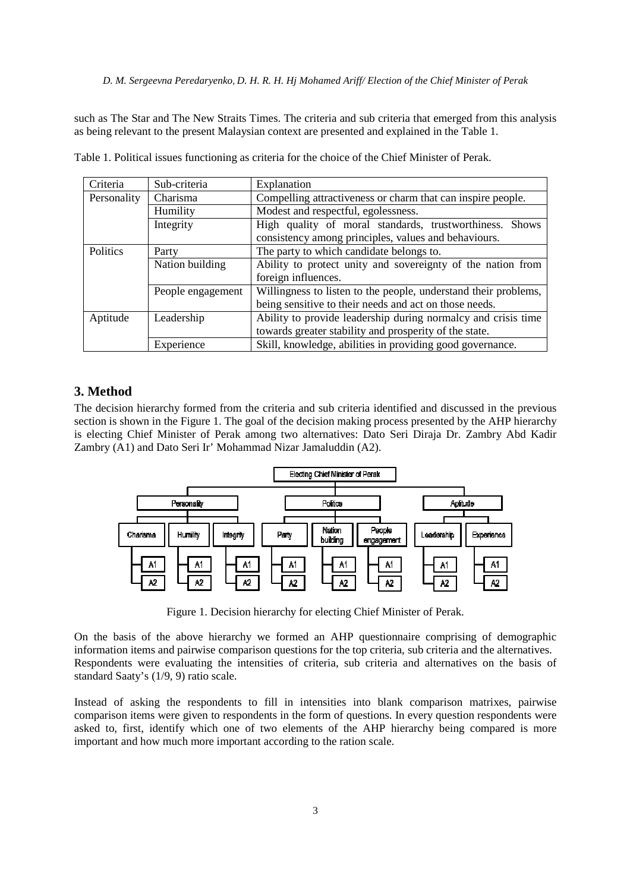such as The Star and The New Straits Times. The criteria and sub criteria that emerged from this analysis as being relevant to the present Malaysian context are presented and explained in the Table 1.

Table 1. Political issues functioning as criteria for the choice of the Chief Minister of Perak.

| Criteria | Sub-criteria | Explanation |
|---|---|---|
| Personality | Charisma | Compelling attractiveness or charm that can inspire people. |
| | Humility | Modest and respectful, egolessness. |
| | Integrity | High quality of moral standards, trustworthiness. Shows consistency among principles, values and behaviours. |
| Politics | Party | The party to which candidate belongs to. |
| | Nation building | Ability to protect unity and sovereignty of the nation from foreign influences. |
| | People engagement | Willingness to listen to the people, understand their problems, being sensitive to their needs and act on those needs. |
| Aptitude | Leadership | Ability to provide leadership during normalcy and crisis time towards greater stability and prosperity of the state. |
| | Experience | Skill, knowledge, abilities in providing good governance. |

## 3. Method

The decision hierarchy formed from the criteria and sub criteria identified and discussed in the previous section is shown in the Figure 1. The goal of the decision making process presented by the AHP hierarchy is electing Chief Minister of Perak among two alternatives: Dato Seri Diraja Dr. Zambry Abd Kadir Zambry (A1) and Dato Seri Ir' Mohammad Nizar Jamaluddin (A2).

Figure 1. Decision hierarchy for electing Chief Minister of Perak.

On the basis of the above hierarchy we formed an AHP questionnaire comprising of demographic information items and pairwise comparison questions for the top criteria, sub criteria and the alternatives. Respondents were evaluating the intensities of criteria, sub criteria and alternatives on the basis of standard Saaty's (1/9, 9) ratio scale.

Instead of asking the respondents to fill in intensities into blank comparison matrixes, pairwise comparison items were given to respondents in the form of questions. In every question respondents were asked to, first, identify which one of two elements of the AHP hierarchy being compared is more important and how much more important according to the ration scale.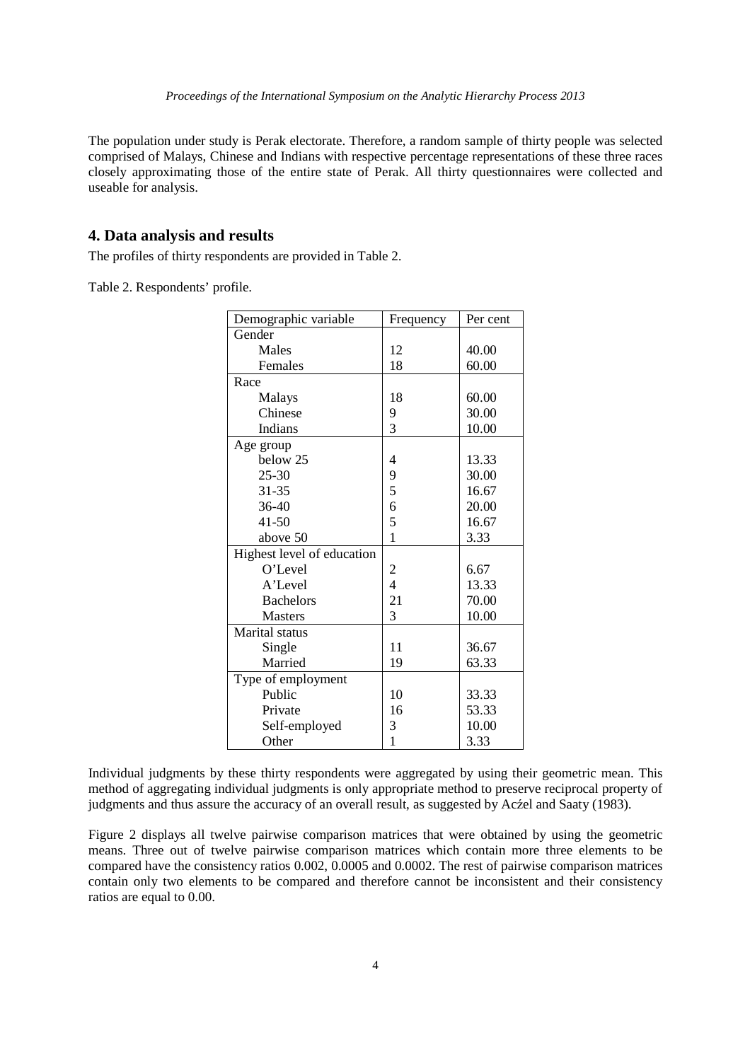The population under study is Perak electorate. Therefore, a random sample of thirty people was selected comprised of Malays, Chinese and Indians with respective percentage representations of these three races closely approximating those of the entire state of Perak. All thirty questionnaires were collected and useable for analysis.

## 4. Data analysis and results

The profiles of thirty respondents are provided in Table 2.

Table 2. Respondents' profile.

| Demographic variable | Frequency | Per cent |
|---|---|---|
| Gender | | |
| Males | 12 | 40.00 |
| Females | 18 | 60.00 |
| Race | | |
| Malays | 18 | 60.00 |
| Chinese | 9 | 30.00 |
| Indians | 3 | 10.00 |
| Age group | | |
| below 25 | 4 | 13.33 |
| 25-30 | 9 | 30.00 |
| 31-35 | 5 | 16.67 |
| 36-40 | 6 | 20.00 |
| 41-50 | 5 | 16.67 |
| above 50 | 1 | 3.33 |
| Highest level of education | | |
| O'Level | 2 | 6.67 |
| A'Level | 4 | 13.33 |
| Bachelors | 21 | 70.00 |
| Masters | 3 | 10.00 |
| Marital status | | |
| Single | 11 | 36.67 |
| Married | 19 | 63.33 |
| Type of employment | | |
| Public | 10 | 33.33 |
| Private | 16 | 53.33 |
| Self-employed | 3 | 10.00 |
| Other | 1 | 3.33 |

Individual judgments by these thirty respondents were aggregated by using their geometric mean. This method of aggregating individual judgments is only appropriate method to preserve reciprocal property of judgments and thus assure the accuracy of an overall result, as suggested by Acźel and Saaty (1983).

Figure 2 displays all twelve pairwise comparison matrices that were obtained by using the geometric means. Three out of twelve pairwise comparison matrices which contain more three elements to be compared have the consistency ratios 0.002, 0.0005 and 0.0002. The rest of pairwise comparison matrices contain only two elements to be compared and therefore cannot be inconsistent and their consistency ratios are equal to 0.00.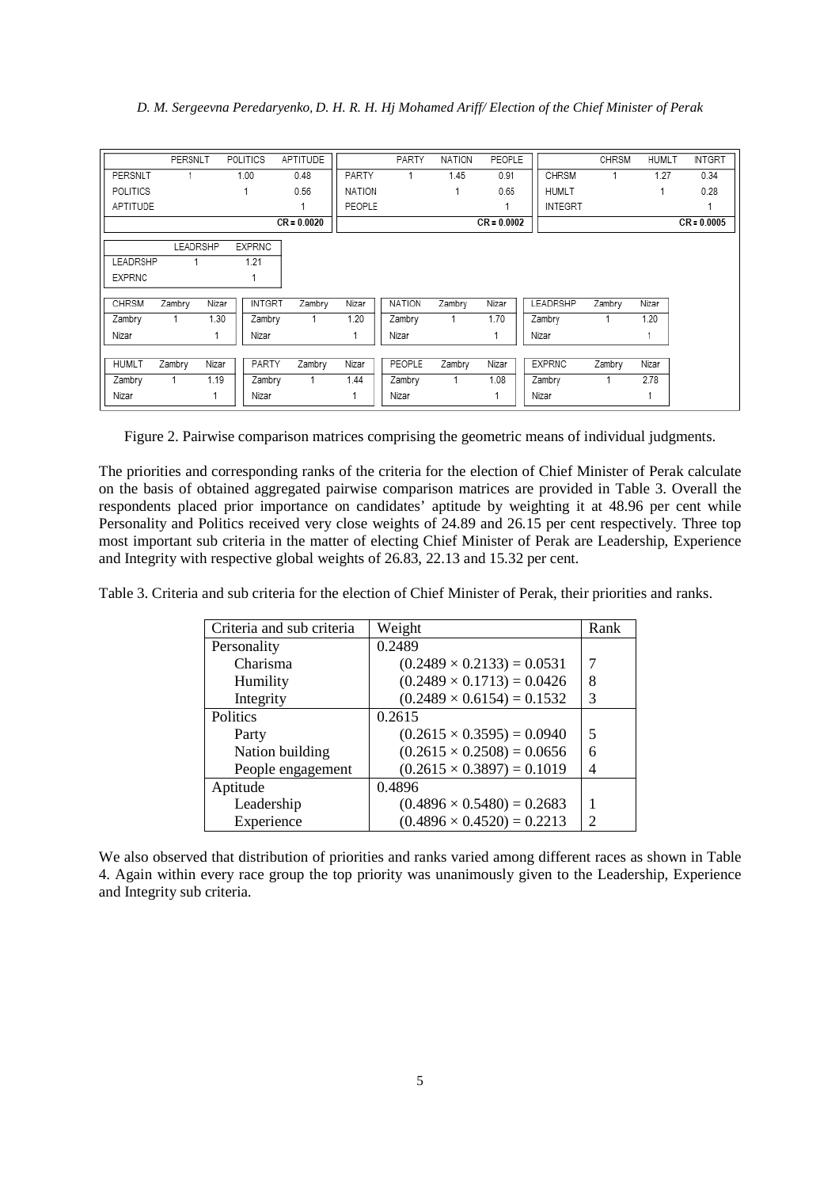|  | PERSNLT | POLITICS | APTITUDE |
|---|---|---|---|
| PERSNLT | 1 | 1.00 | 0.48 |
| POLITICS |  | 1 | 0.56 |
| APTITUDE |  |  | 1 |
|  |  |  | CR = 0.0020 |

|  | PARTY | NATION | PEOPLE |
|---|---|---|---|
| PARTY | 1 | 1.45 | 0.91 |
| NATION |  | 1 | 0.65 |
| PEOPLE |  |  | 1 |
|  |  |  | CR = 0.0002 |

|  | CHRSM | HUMLT | INTGRT |
|---|---|---|---|
| CHRSM | 1 | 1.27 | 0.34 |
| HUMLT |  | 1 | 0.28 |
| INTEGRT |  |  | 1 |
|  |  |  | CR = 0.0005 |

|  | LEADRSHP | EXPRNC |
|---|---|---|
| LEADRSHP | 1 | 1.21 |
| EXPRNC |  | 1 |

| CHRSM | Zambry | Nizar |
|---|---|---|
| Zambry | 1 | 1.30 |
| Nizar |  | 1 |

| INTGRT | Zambry | Nizar |
|---|---|---|
| Zambry | 1 | 1.20 |
| Nizar |  | 1 |

| NATION | Zambry | Nizar |
|---|---|---|
| Zambry | 1 | 1.70 |
| Nizar |  | 1 |

| LEADRSHP | Zambry | Nizar |
|---|---|---|
| Zambry | 1 | 1.20 |
| Nizar |  | 1 |

| HUMLT | Zambry | Nizar |
|---|---|---|
| Zambry | 1 | 1.19 |
| Nizar |  | 1 |

| PARTY | Zambry | Nizar |
|---|---|---|
| Zambry | 1 | 1.44 |
| Nizar |  | 1 |

| PEOPLE | Zambry | Nizar |
|---|---|---|
| Zambry | 1 | 1.08 |
| Nizar |  | 1 |

| EXPRNC | Zambry | Nizar |
|---|---|---|
| Zambry | 1 | 2.78 |
| Nizar |  | 1 |

Figure 2. Pairwise comparison matrices comprising the geometric means of individual judgments.

The priorities and corresponding ranks of the criteria for the election of Chief Minister of Perak calculate on the basis of obtained aggregated pairwise comparison matrices are provided in Table 3. Overall the respondents placed prior importance on candidates' aptitude by weighting it at 48.96 per cent while Personality and Politics received very close weights of 24.89 and 26.15 per cent respectively. Three top most important sub criteria in the matter of electing Chief Minister of Perak are Leadership, Experience and Integrity with respective global weights of 26.83, 22.13 and 15.32 per cent.

Table 3. Criteria and sub criteria for the election of Chief Minister of Perak, their priorities and ranks.

| Criteria and sub criteria | Weight | Rank |
|---|---|---|
| Personality | 0.2489 | |
| Charisma | $(0.2489 \times 0.2133) = 0.0531$ | 7 |
| Humility | $(0.2489 \times 0.1713) = 0.0426$ | 8 |
| Integrity | $(0.2489 \times 0.6154) = 0.1532$ | 3 |
| Politics | 0.2615 | |
| Party | $(0.2615 \times 0.3595) = 0.0940$ | 5 |
| Nation building | $(0.2615 \times 0.2508) = 0.0656$ | 6 |
| People engagement | $(0.2615 \times 0.3897) = 0.1019$ | 4 |
| Aptitude | 0.4896 | |
| Leadership | $(0.4896 \times 0.5480) = 0.2683$ | 1 |
| Experience | $(0.4896 \times 0.4520) = 0.2213$ | 2 |

We also observed that distribution of priorities and ranks varied among different races as shown in Table 4. Again within every race group the top priority was unanimously given to the Leadership, Experience and Integrity sub criteria.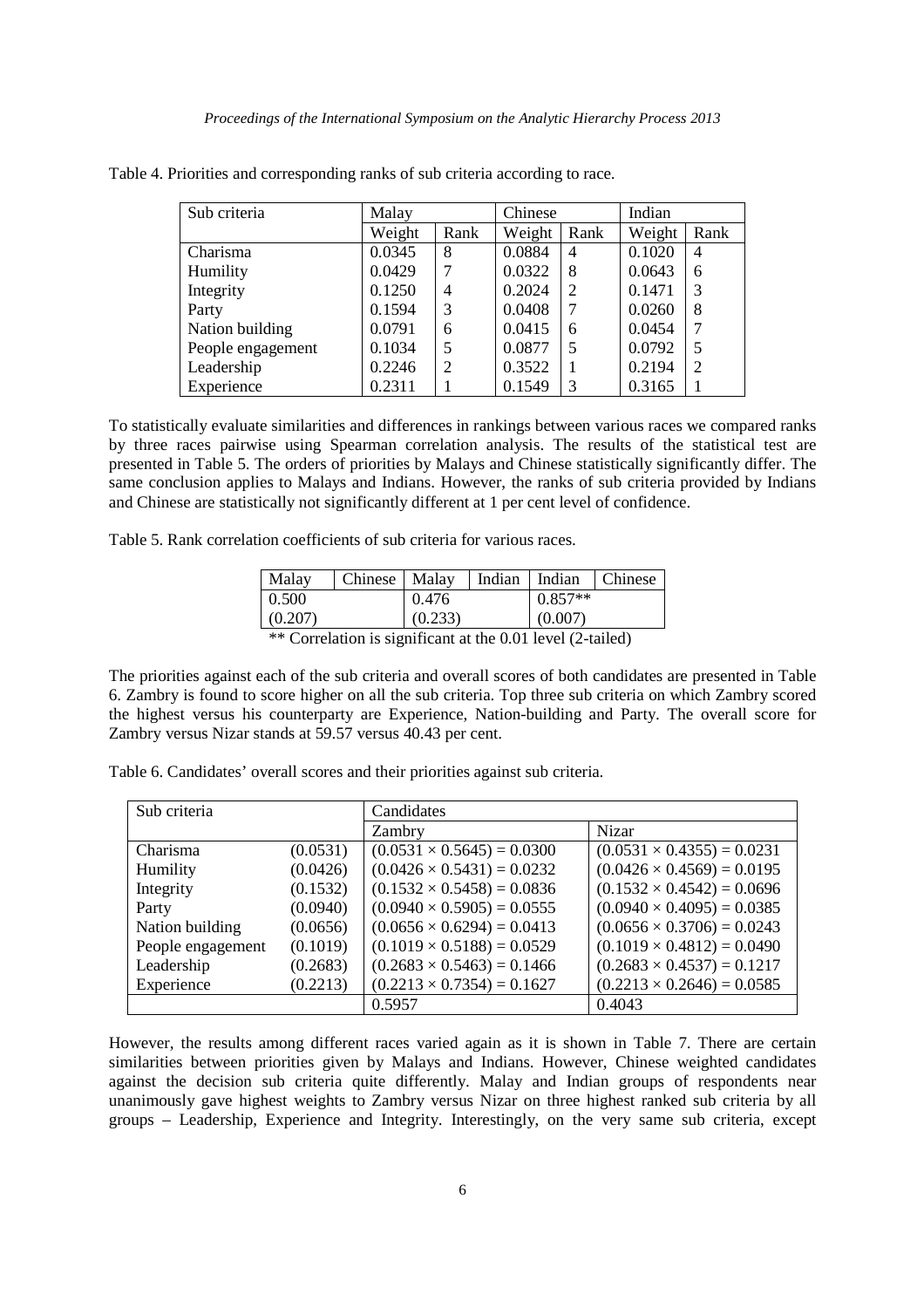Table 4. Priorities and corresponding ranks of sub criteria according to race.

| Sub criteria | Malay | | Chinese | | Indian | |
|---|---|---|---|---|---|---|
| | Weight | Rank | Weight | Rank | Weight | Rank |
| Charisma | 0.0345 | 8 | 0.0884 | 4 | 0.1020 | 4 |
| Humility | 0.0429 | 7 | 0.0322 | 8 | 0.0643 | 6 |
| Integrity | 0.1250 | 4 | 0.2024 | 2 | 0.1471 | 3 |
| Party | 0.1594 | 3 | 0.0408 | 7 | 0.0260 | 8 |
| Nation building | 0.0791 | 6 | 0.0415 | 6 | 0.0454 | 7 |
| People engagement | 0.1034 | 5 | 0.0877 | 5 | 0.0792 | 5 |
| Leadership | 0.2246 | 2 | 0.3522 | 1 | 0.2194 | 2 |
| Experience | 0.2311 | 1 | 0.1549 | 3 | 0.3165 | 1 |

To statistically evaluate similarities and differences in rankings between various races we compared ranks by three races pairwise using Spearman correlation analysis. The results of the statistical test are presented in Table 5. The orders of priorities by Malays and Chinese statistically significantly differ. The same conclusion applies to Malays and Indians. However, the ranks of sub criteria provided by Indians and Chinese are statistically not significantly different at 1 per cent level of confidence.

Table 5. Rank correlation coefficients of sub criteria for various races.

| Malay | Chinese | Malay | Indian | Indian | Chinese |
|---|---|---|---|---|---|
| 0.500 | | 0.476 | | 0.857** | |
| (0.207) | | (0.233) | | (0.007) | |

** Correlation is significant at the 0.01 level (2-tailed)

The priorities against each of the sub criteria and overall scores of both candidates are presented in Table 6. Zambry is found to score higher on all the sub criteria. Top three sub criteria on which Zambry scored the highest versus his counterparty are Experience, Nation-building and Party. The overall score for Zambry versus Nizar stands at 59.57 versus 40.43 per cent.

Table 6. Candidates' overall scores and their priorities against sub criteria.

| Sub criteria | | Candidates | |
|---|---|---|---|
| | | Zambry | Nizar |
| Charisma | (0.0531) | $(0.0531 \times 0.5645) = 0.0300$ | $(0.0531 \times 0.4355) = 0.0231$ |
| Humility | (0.0426) | $(0.0426 \times 0.5431) = 0.0232$ | $(0.0426 \times 0.4569) = 0.0195$ |
| Integrity | (0.1532) | $(0.1532 \times 0.5458) = 0.0836$ | $(0.1532 \times 0.4542) = 0.0696$ |
| Party | (0.0940) | $(0.0940 \times 0.5905) = 0.0555$ | $(0.0940 \times 0.4095) = 0.0385$ |
| Nation building | (0.0656) | $(0.0656 \times 0.6294) = 0.0413$ | $(0.0656 \times 0.3706) = 0.0243$ |
| People engagement | (0.1019) | $(0.1019 \times 0.5188) = 0.0529$ | $(0.1019 \times 0.4812) = 0.0490$ |
| Leadership | (0.2683) | $(0.2683 \times 0.5463) = 0.1466$ | $(0.2683 \times 0.4537) = 0.1217$ |
| Experience | (0.2213) | $(0.2213 \times 0.7354) = 0.1627$ | $(0.2213 \times 0.2646) = 0.0585$ |
| | | 0.5957 | 0.4043 |

However, the results among different races varied again as it is shown in Table 7. There are certain similarities between priorities given by Malays and Indians. However, Chinese weighted candidates against the decision sub criteria quite differently. Malay and Indian groups of respondents near unanimously gave highest weights to Zambry versus Nizar on three highest ranked sub criteria by all groups – Leadership, Experience and Integrity. Interestingly, on the very same sub criteria, except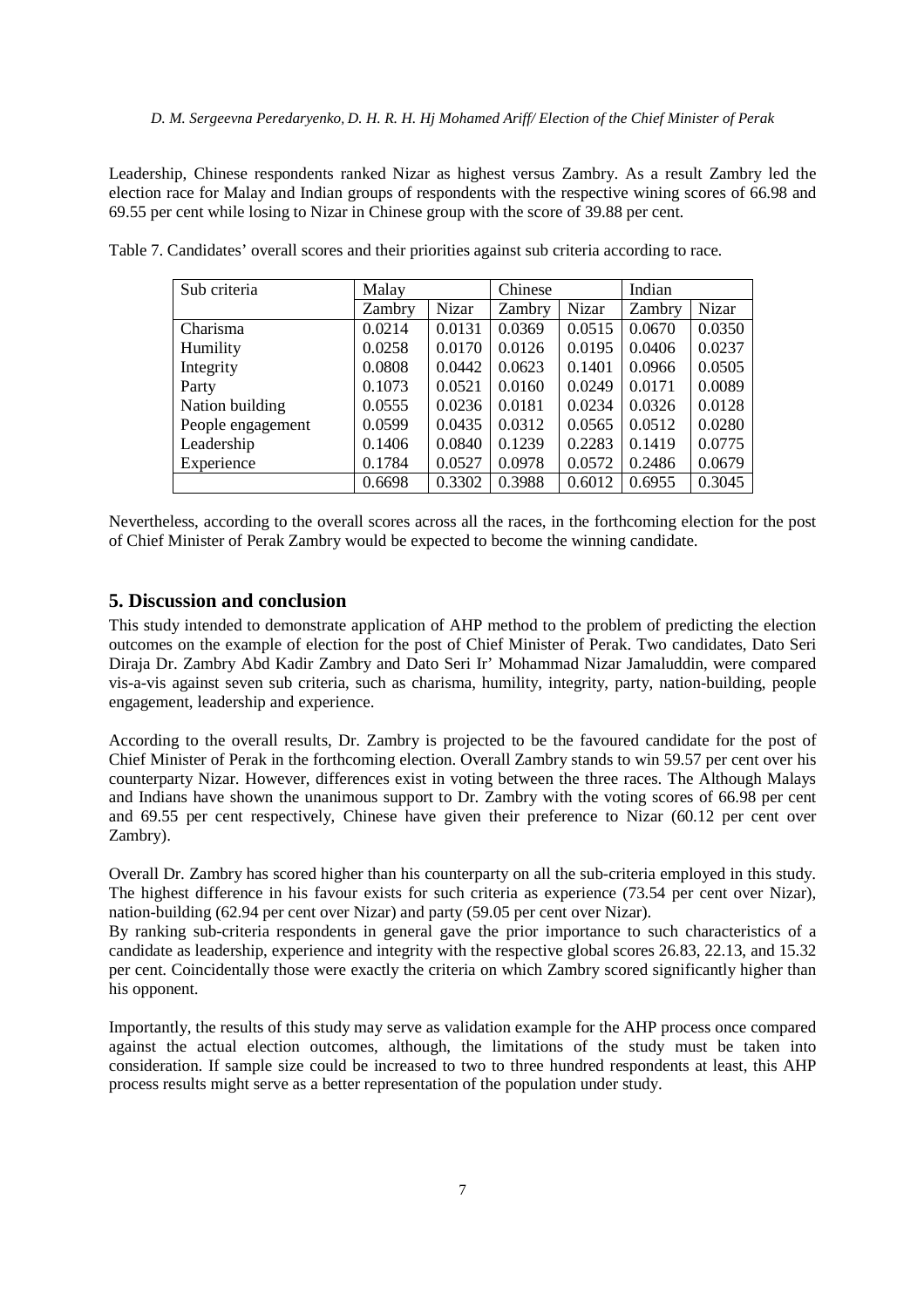Leadership, Chinese respondents ranked Nizar as highest versus Zambry. As a result Zambry led the election race for Malay and Indian groups of respondents with the respective wining scores of 66.98 and 69.55 per cent while losing to Nizar in Chinese group with the score of 39.88 per cent.

Table 7. Candidates' overall scores and their priorities against sub criteria according to race.

| Sub criteria | Malay | | Chinese | | Indian | |
|---|---|---|---|---|---|---|
| | Zambry | Nizar | Zambry | Nizar | Zambry | Nizar |
| Charisma | 0.0214 | 0.0131 | 0.0369 | 0.0515 | 0.0670 | 0.0350 |
| Humility | 0.0258 | 0.0170 | 0.0126 | 0.0195 | 0.0406 | 0.0237 |
| Integrity | 0.0808 | 0.0442 | 0.0623 | 0.1401 | 0.0966 | 0.0505 |
| Party | 0.1073 | 0.0521 | 0.0160 | 0.0249 | 0.0171 | 0.0089 |
| Nation building | 0.0555 | 0.0236 | 0.0181 | 0.0234 | 0.0326 | 0.0128 |
| People engagement | 0.0599 | 0.0435 | 0.0312 | 0.0565 | 0.0512 | 0.0280 |
| Leadership | 0.1406 | 0.0840 | 0.1239 | 0.2283 | 0.1419 | 0.0775 |
| Experience | 0.1784 | 0.0527 | 0.0978 | 0.0572 | 0.2486 | 0.0679 |
| | 0.6698 | 0.3302 | 0.3988 | 0.6012 | 0.6955 | 0.3045 |

Nevertheless, according to the overall scores across all the races, in the forthcoming election for the post of Chief Minister of Perak Zambry would be expected to become the winning candidate.

## 5. Discussion and conclusion

This study intended to demonstrate application of AHP method to the problem of predicting the election outcomes on the example of election for the post of Chief Minister of Perak. Two candidates, Dato Seri Diraja Dr. Zambry Abd Kadir Zambry and Dato Seri Ir' Mohammad Nizar Jamaluddin, were compared vis-a-vis against seven sub criteria, such as charisma, humility, integrity, party, nation-building, people engagement, leadership and experience.

According to the overall results, Dr. Zambry is projected to be the favoured candidate for the post of Chief Minister of Perak in the forthcoming election. Overall Zambry stands to win 59.57 per cent over his counterparty Nizar. However, differences exist in voting between the three races. The Although Malays and Indians have shown the unanimous support to Dr. Zambry with the voting scores of 66.98 per cent and 69.55 per cent respectively, Chinese have given their preference to Nizar (60.12 per cent over Zambry).

Overall Dr. Zambry has scored higher than his counterparty on all the sub-criteria employed in this study. The highest difference in his favour exists for such criteria as experience (73.54 per cent over Nizar), nation-building (62.94 per cent over Nizar) and party (59.05 per cent over Nizar).

By ranking sub-criteria respondents in general gave the prior importance to such characteristics of a candidate as leadership, experience and integrity with the respective global scores 26.83, 22.13, and 15.32 per cent. Coincidentally those were exactly the criteria on which Zambry scored significantly higher than his opponent.

Importantly, the results of this study may serve as validation example for the AHP process once compared against the actual election outcomes, although, the limitations of the study must be taken into consideration. If sample size could be increased to two to three hundred respondents at least, this AHP process results might serve as a better representation of the population under study.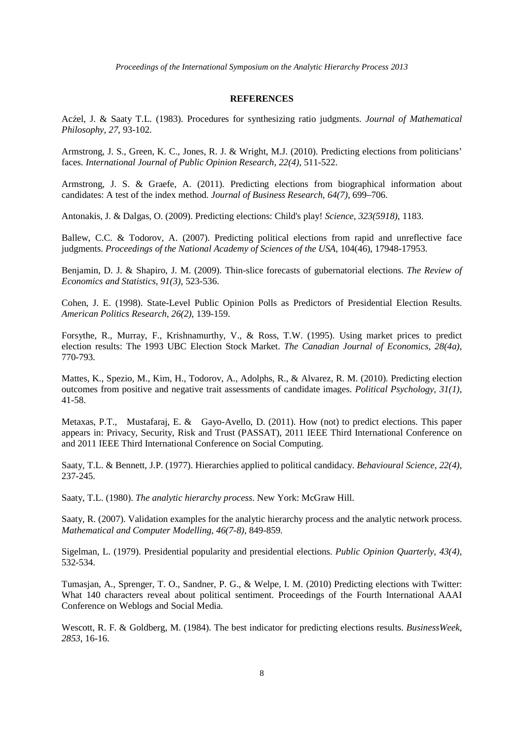## REFERENCES

Aczél, J. & Saaty T.L. (1983). Procedures for synthesizing ratio judgments. *Journal of Mathematical Philosophy, 27*, 93-102.

Armstrong, J. S., Green, K. C., Jones, R. J. & Wright, M.J. (2010). Predicting elections from politicians' faces. *International Journal of Public Opinion Research, 22(4)*, 511-522.

Armstrong, J. S. & Graefe, A. (2011). Predicting elections from biographical information about candidates: A test of the index method. *Journal of Business Research, 64(7)*, 699–706.

Antonakis, J. & Dalgas, O. (2009). Predicting elections: Child's play! *Science, 323(5918)*, 1183.

Ballew, C.C. & Todorov, A. (2007). Predicting political elections from rapid and unreflective face judgments. *Proceedings of the National Academy of Sciences of the USA*, 104(46), 17948-17953.

Benjamin, D. J. & Shapiro, J. M. (2009). Thin-slice forecasts of gubernatorial elections. *The Review of Economics and Statistics, 91(3)*, 523-536.

Cohen, J. E. (1998). State-Level Public Opinion Polls as Predictors of Presidential Election Results. *American Politics Research, 26(2)*, 139-159.

Forsythe, R., Murray, F., Krishnamurthy, V., & Ross, T.W. (1995). Using market prices to predict election results: The 1993 UBC Election Stock Market. *The Canadian Journal of Economics, 28(4a)*, 770-793.

Mattes, K., Spezio, M., Kim, H., Todorov, A., Adolphs, R., & Alvarez, R. M. (2010). Predicting election outcomes from positive and negative trait assessments of candidate images. *Political Psychology, 31(1)*, 41-58.

Metaxas, P.T., Mustafaraj, E. & Gayo-Avello, D. (2011). How (not) to predict elections. This paper appears in: Privacy, Security, Risk and Trust (PASSAT), 2011 IEEE Third International Conference on and 2011 IEEE Third International Conference on Social Computing.

Saaty, T.L. & Bennett, J.P. (1977). Hierarchies applied to political candidacy. *Behavioural Science, 22(4)*, 237-245.

Saaty, T.L. (1980). *The analytic hierarchy process*. New York: McGraw Hill.

Saaty, R. (2007). Validation examples for the analytic hierarchy process and the analytic network process. *Mathematical and Computer Modelling, 46(7-8)*, 849-859.

Sigelman, L. (1979). Presidential popularity and presidential elections. *Public Opinion Quarterly, 43(4)*, 532-534.

Tumasjan, A., Sprenger, T. O., Sandner, P. G., & Welpe, I. M. (2010) Predicting elections with Twitter: What 140 characters reveal about political sentiment. Proceedings of the Fourth International AAAI Conference on Weblogs and Social Media.

Wescott, R. F. & Goldberg, M. (1984). The best indicator for predicting elections results. *BusinessWeek, 2853*, 16-16.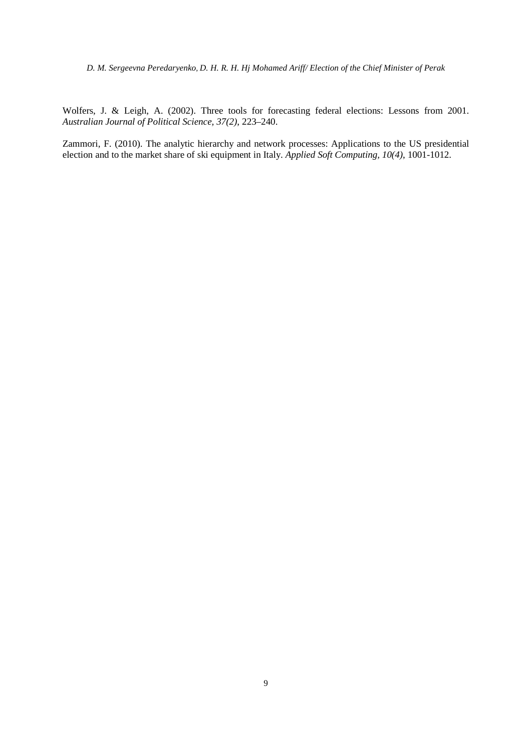Wolfers, J. & Leigh, A. (2002). Three tools for forecasting federal elections: Lessons from 2001. *Australian Journal of Political Science, 37(2)*, 223–240.

Zammori, F. (2010). The analytic hierarchy and network processes: Applications to the US presidential election and to the market share of ski equipment in Italy. *Applied Soft Computing, 10(4)*, 1001-1012.